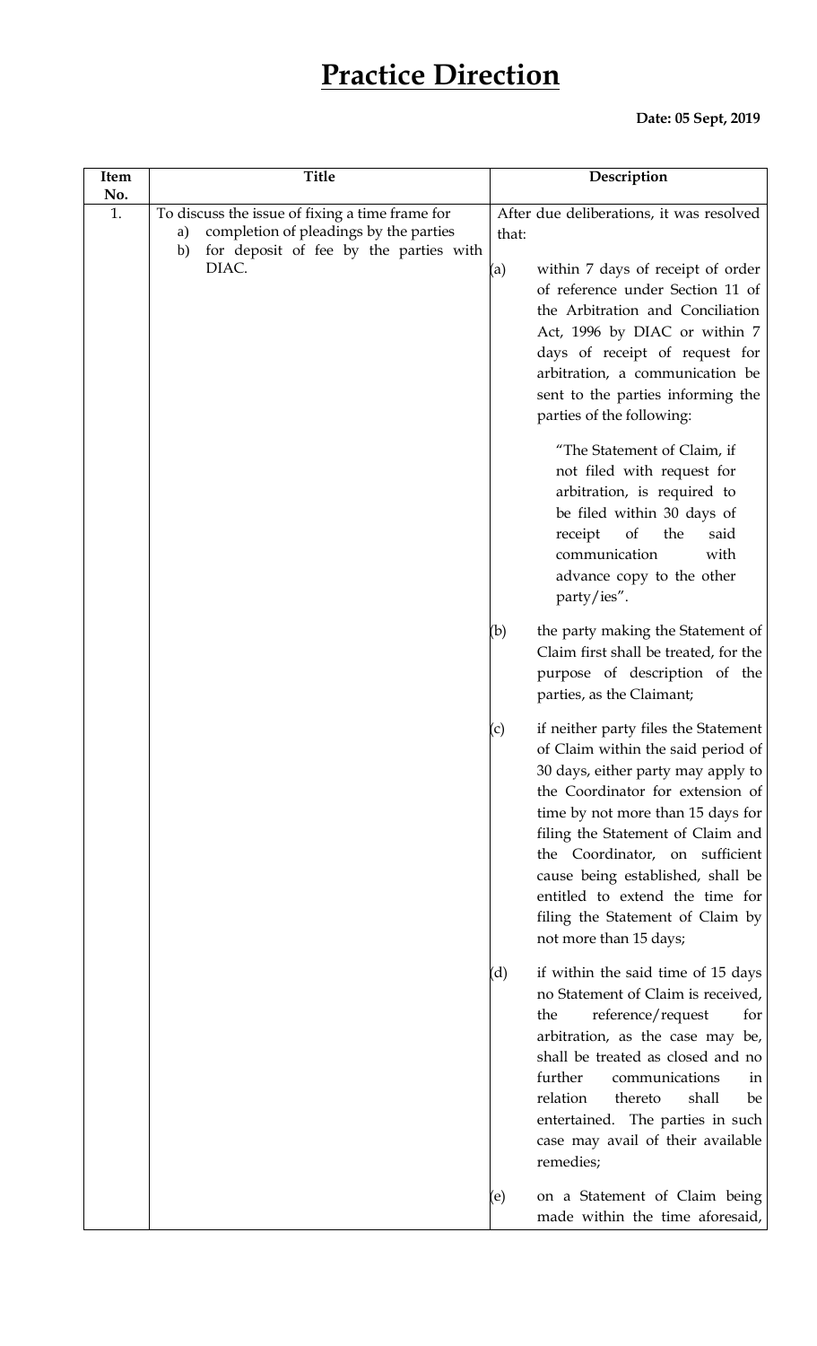# Practice Direction

**Date: 05 Sept, 2019**

| Item No. | Title | Description |
|---|---|---|
| 1. | To discuss the issue of fixing a time frame for<br>a) completion of pleadings by the parties<br>b) for deposit of fee by the parties with DIAC. | After due deliberations, it was resolved that:<br><br>(a) within 7 days of receipt of order of reference under Section 11 of the Arbitration and Conciliation Act, 1996 by DIAC or within 7 days of receipt of request for arbitration, a communication be sent to the parties informing the parties of the following:<br><br>"The Statement of Claim, if not filed with request for arbitration, is required to be filed within 30 days of receipt of the said communication with advance copy to the other party/ies".<br><br>(b) the party making the Statement of Claim first shall be treated, for the purpose of description of the parties, as the Claimant;<br><br>(c) if neither party files the Statement of Claim within the said period of 30 days, either party may apply to the Coordinator for extension of time by not more than 15 days for filing the Statement of Claim and the Coordinator, on sufficient cause being established, shall be entitled to extend the time for filing the Statement of Claim by not more than 15 days;<br><br>(d) if within the said time of 15 days no Statement of Claim is received, the reference/request for arbitration, as the case may be, shall be treated as closed and no further communications in relation thereto shall be entertained. The parties in such case may avail of their available remedies;<br><br>(e) on a Statement of Claim being made within the time aforesaid, |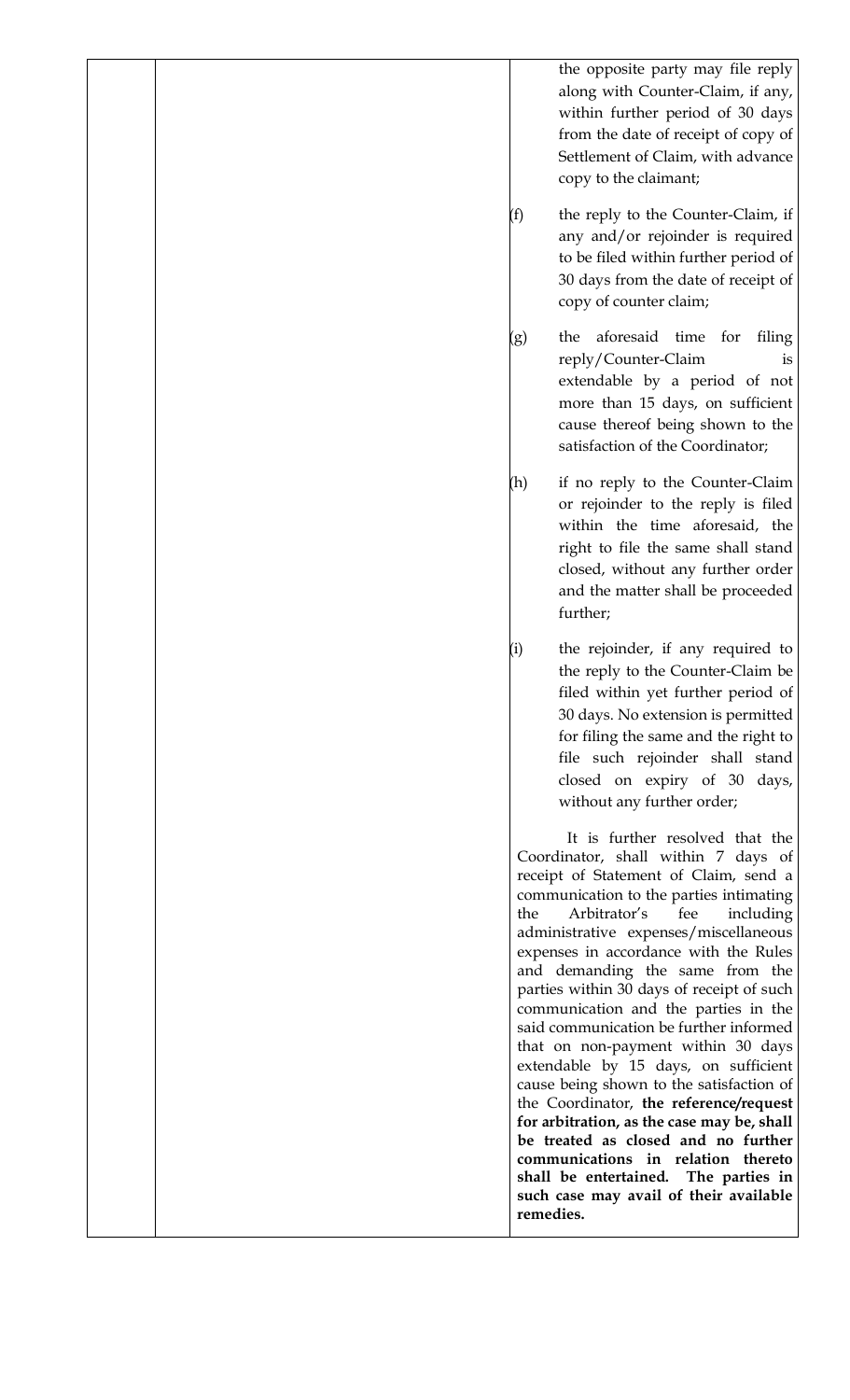| | | |
|---|---|---|
| | | the opposite party may file reply along with Counter-Claim, if any, within further period of 30 days from the date of receipt of copy of Settlement of Claim, with advance copy to the claimant;<br><br>(f) the reply to the Counter-Claim, if any and/or rejoinder is required to be filed within further period of 30 days from the date of receipt of copy of counter claim;<br><br>(g) the aforesaid time for filing reply/Counter-Claim is extendable by a period of not more than 15 days, on sufficient cause thereof being shown to the satisfaction of the Coordinator;<br><br>(h) if no reply to the Counter-Claim or rejoinder to the reply is filed within the time aforesaid, the right to file the same shall stand closed, without any further order and the matter shall be proceeded further;<br><br>(i) the rejoinder, if any required to the reply to the Counter-Claim be filed within yet further period of 30 days. No extension is permitted for filing the same and the right to file such rejoinder shall stand closed on expiry of 30 days, without any further order;<br><br>It is further resolved that the Coordinator, shall within 7 days of receipt of Statement of Claim, send a communication to the parties intimating the Arbitrator's fee including administrative expenses/miscellaneous expenses in accordance with the Rules and demanding the same from the parties within 30 days of receipt of such communication and the parties in the said communication be further informed that on non-payment within 30 days extendable by 15 days, on sufficient cause being shown to the satisfaction of the Coordinator, **the reference/request for arbitration, as the case may be, shall be treated as closed and no further communications in relation thereto shall be entertained. The parties in such case may avail of their available remedies.** |